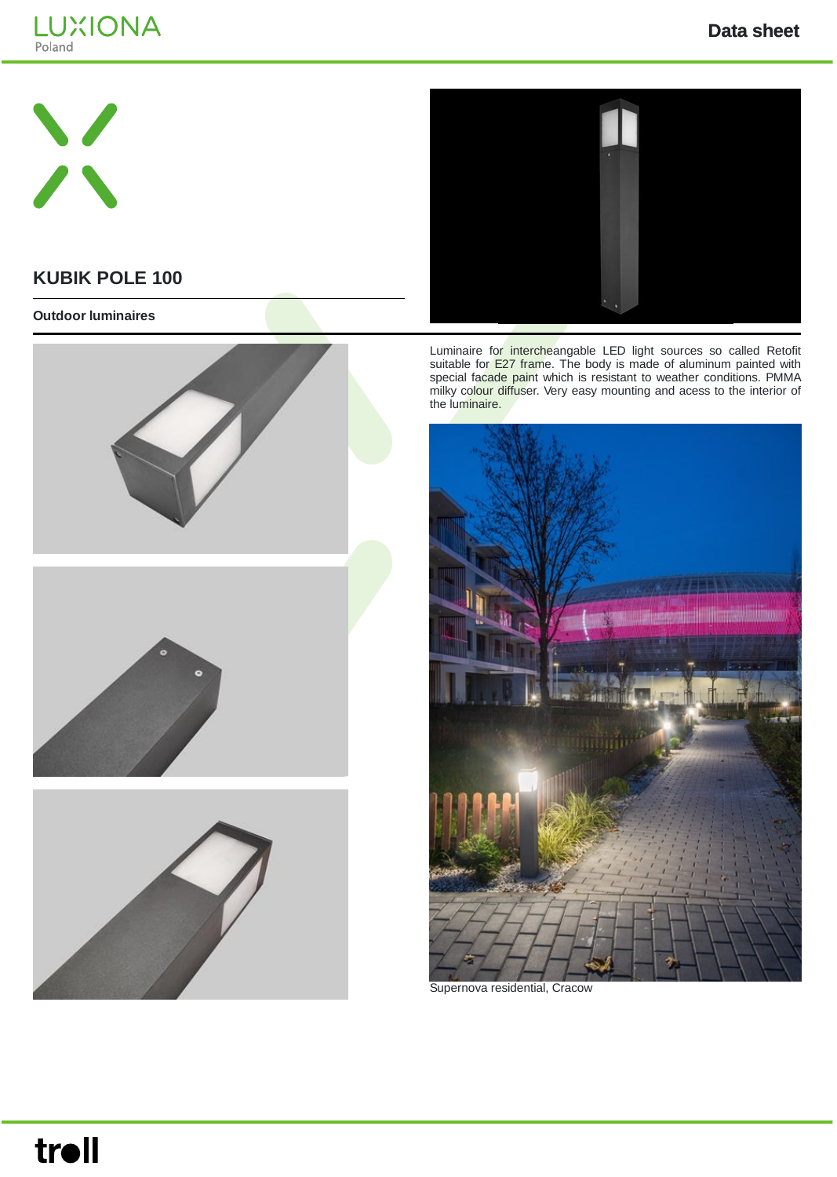# KUBIK POLE 100

**Outdoor luminaires**

Luminaire for intercheangable LED light sources so called Retofit suitable for E27 frame. The body is made of aluminum painted with special facade paint which is resistant to weather conditions. PMMA milky colour diffuser. Very easy mounting and acess to the interior of the luminaire.

Supernova residential, Cracow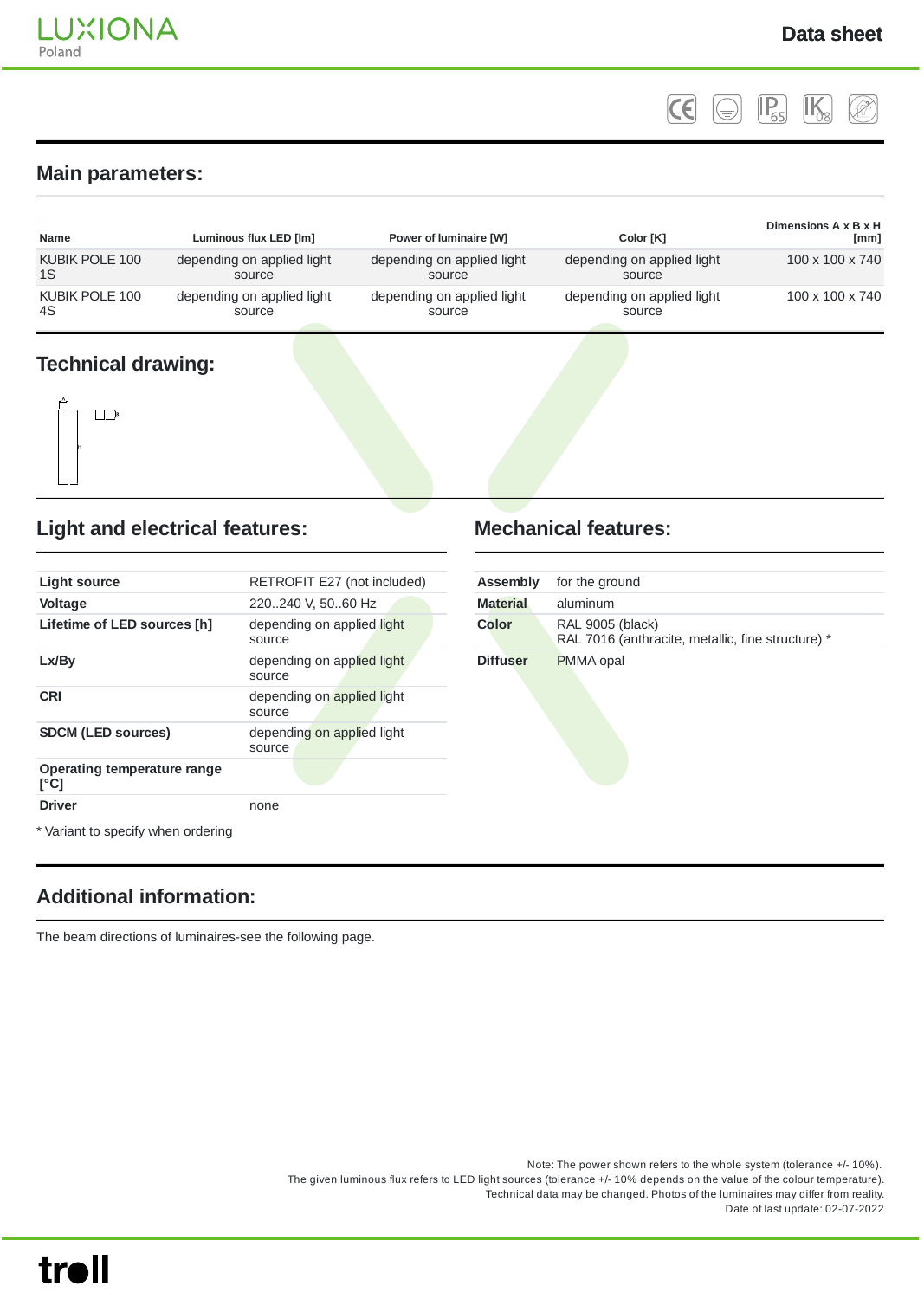## Main parameters:

| Name | Luminous flux LED [lm] | Power of luminaire [W] | Color [K] | Dimensions A x B x H [mm] |
|---|---|---|---|---|
| KUBIK POLE 100 1S | depending on applied light source | depending on applied light source | depending on applied light source | 100 x 100 x 740 |
| KUBIK POLE 100 4S | depending on applied light source | depending on applied light source | depending on applied light source | 100 x 100 x 740 |

## Technical drawing:

## Light and electrical features:

| | |
|---|---|
| **Light source** | RETROFIT E27 (not included) |
| **Voltage** | 220..240 V, 50..60 Hz |
| **Lifetime of LED sources [h]** | depending on applied light source |
| **Lx/By** | depending on applied light source |
| **CRI** | depending on applied light source |
| **SDCM (LED sources)** | depending on applied light source |
| **Operating temperature range [°C]** | |
| **Driver** | none |

* Variant to specify when ordering

## Mechanical features:

| | |
|---|---|
| **Assembly** | for the ground |
| **Material** | aluminum |
| **Color** | RAL 9005 (black)<br>RAL 7016 (anthracite, metallic, fine structure) * |
| **Diffuser** | PMMA opal |

## Additional information:

The beam directions of luminaires-see the following page.

Note: The power shown refers to the whole system (tolerance +/- 10%).
The given luminous flux refers to LED light sources (tolerance +/- 10% depends on the value of the colour temperature).
Technical data may be changed. Photos of the luminaires may differ from reality.
Date of last update: 02-07-2022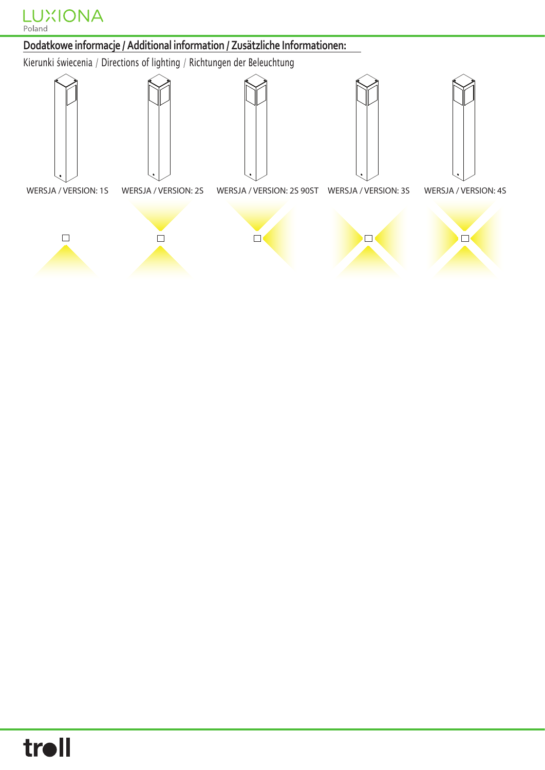## Dodatkowe informacje / Additional information / Zusätzliche Informationen:

Kierunki świecenia / Directions of lighting / Richtungen der Beleuchtung

WERSJA / VERSION: 1S

WERSJA / VERSION: 2S

WERSJA / VERSION: 2S 90ST

WERSJA / VERSION: 3S

WERSJA / VERSION: 4S